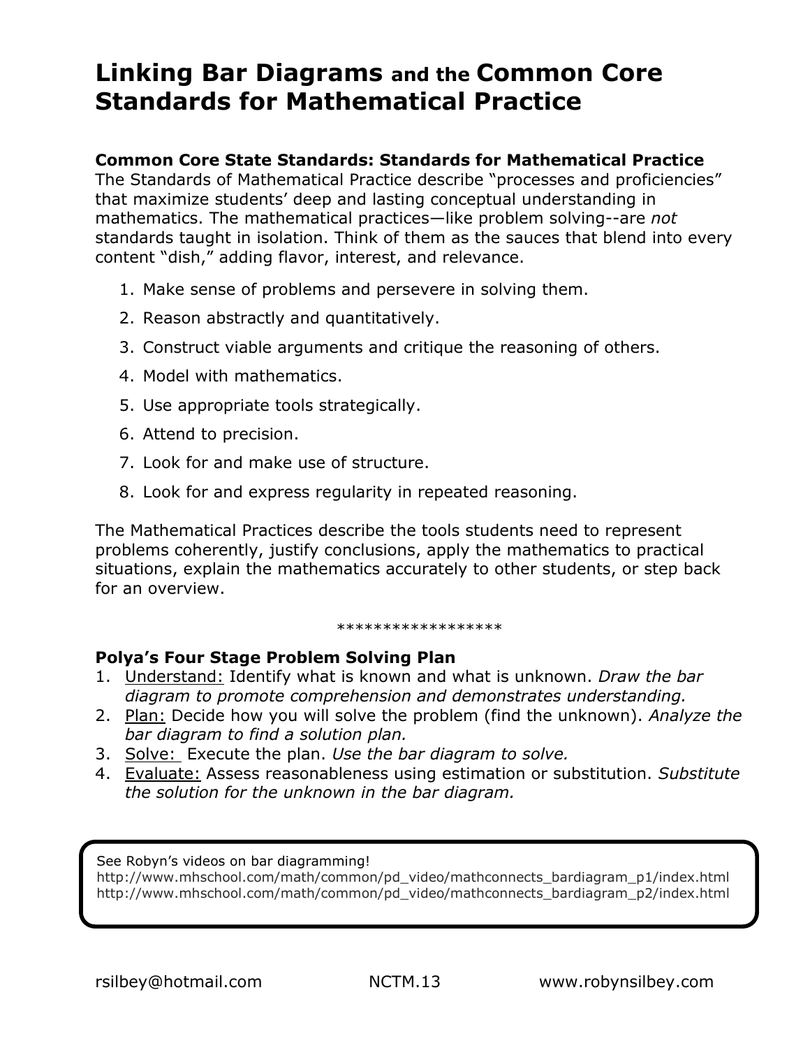# Linking Bar Diagrams and the Common Core Standards for Mathematical Practice

**Common Core State Standards: Standards for Mathematical Practice**
The Standards of Mathematical Practice describe "processes and proficiencies" that maximize students' deep and lasting conceptual understanding in mathematics. The mathematical practices—like problem solving--are *not* standards taught in isolation. Think of them as the sauces that blend into every content "dish," adding flavor, interest, and relevance.

1. Make sense of problems and persevere in solving them.
2. Reason abstractly and quantitatively.
3. Construct viable arguments and critique the reasoning of others.
4. Model with mathematics.
5. Use appropriate tools strategically.
6. Attend to precision.
7. Look for and make use of structure.
8. Look for and express regularity in repeated reasoning.

The Mathematical Practices describe the tools students need to represent problems coherently, justify conclusions, apply the mathematics to practical situations, explain the mathematics accurately to other students, or step back for an overview.

******************

**Polya's Four Stage Problem Solving Plan**

1. Understand: Identify what is known and what is unknown. *Draw the bar diagram to promote comprehension and demonstrates understanding.*
2. Plan: Decide how you will solve the problem (find the unknown). *Analyze the bar diagram to find a solution plan.*
3. Solve: Execute the plan. *Use the bar diagram to solve.*
4. Evaluate: Assess reasonableness using estimation or substitution. *Substitute the solution for the unknown in the bar diagram.*

See Robyn's videos on bar diagramming!
http://www.mhschool.com/math/common/pd_video/mathconnects_bardiagram_p1/index.html
http://www.mhschool.com/math/common/pd_video/mathconnects_bardiagram_p2/index.html

rsilbey@hotmail.com NCTM.13 www.robynsilbey.com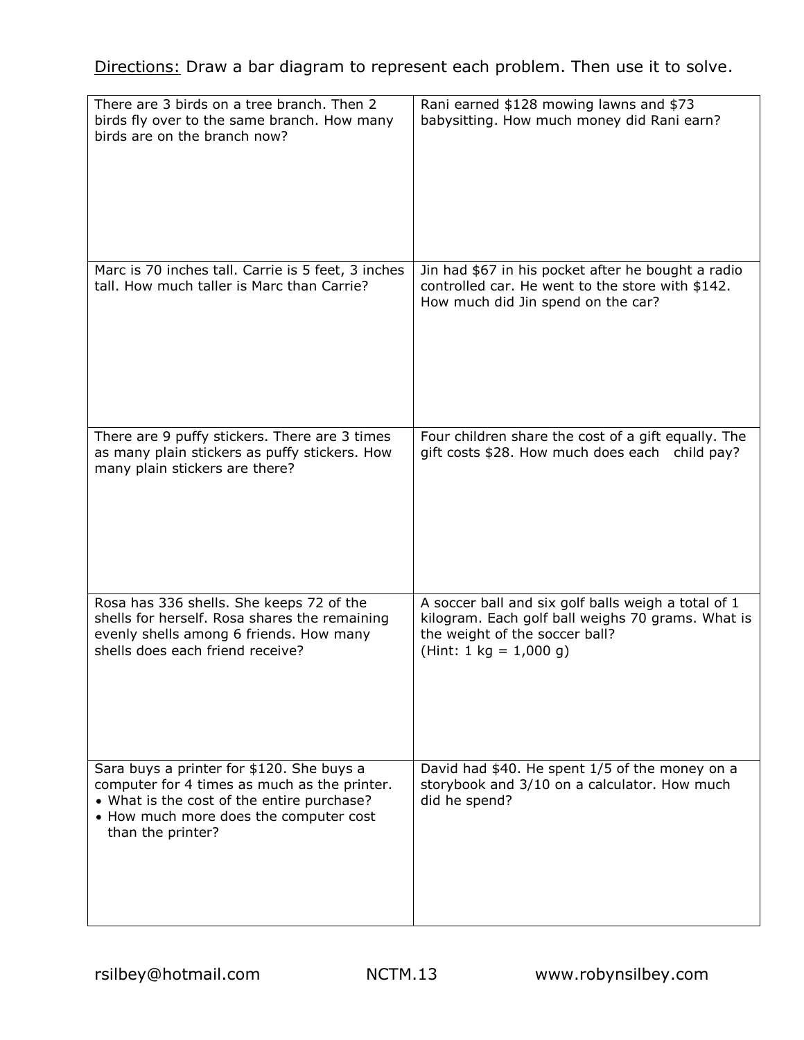<u>Directions:</u> Draw a bar diagram to represent each problem. Then use it to solve.

| | |
|---|---|
| There are 3 birds on a tree branch. Then 2 birds fly over to the same branch. How many birds are on the branch now? | Rani earned $128 mowing lawns and $73 babysitting. How much money did Rani earn? |
| Marc is 70 inches tall. Carrie is 5 feet, 3 inches tall. How much taller is Marc than Carrie? | Jin had $67 in his pocket after he bought a radio controlled car. He went to the store with $142. How much did Jin spend on the car? |
| There are 9 puffy stickers. There are 3 times as many plain stickers as puffy stickers. How many plain stickers are there? | Four children share the cost of a gift equally. The gift costs $28. How much does each child pay? |
| Rosa has 336 shells. She keeps 72 of the shells for herself. Rosa shares the remaining evenly shells among 6 friends. How many shells does each friend receive? | A soccer ball and six golf balls weigh a total of 1 kilogram. Each golf ball weighs 70 grams. What is the weight of the soccer ball? (Hint: 1 kg = 1,000 g) |
| Sara buys a printer for $120. She buys a computer for 4 times as much as the printer. • What is the cost of the entire purchase? • How much more does the computer cost than the printer? | David had $40. He spent 1/5 of the money on a storybook and 3/10 on a calculator. How much did he spend? |

rsilbey@hotmail.com NCTM.13 www.robynsilbey.com